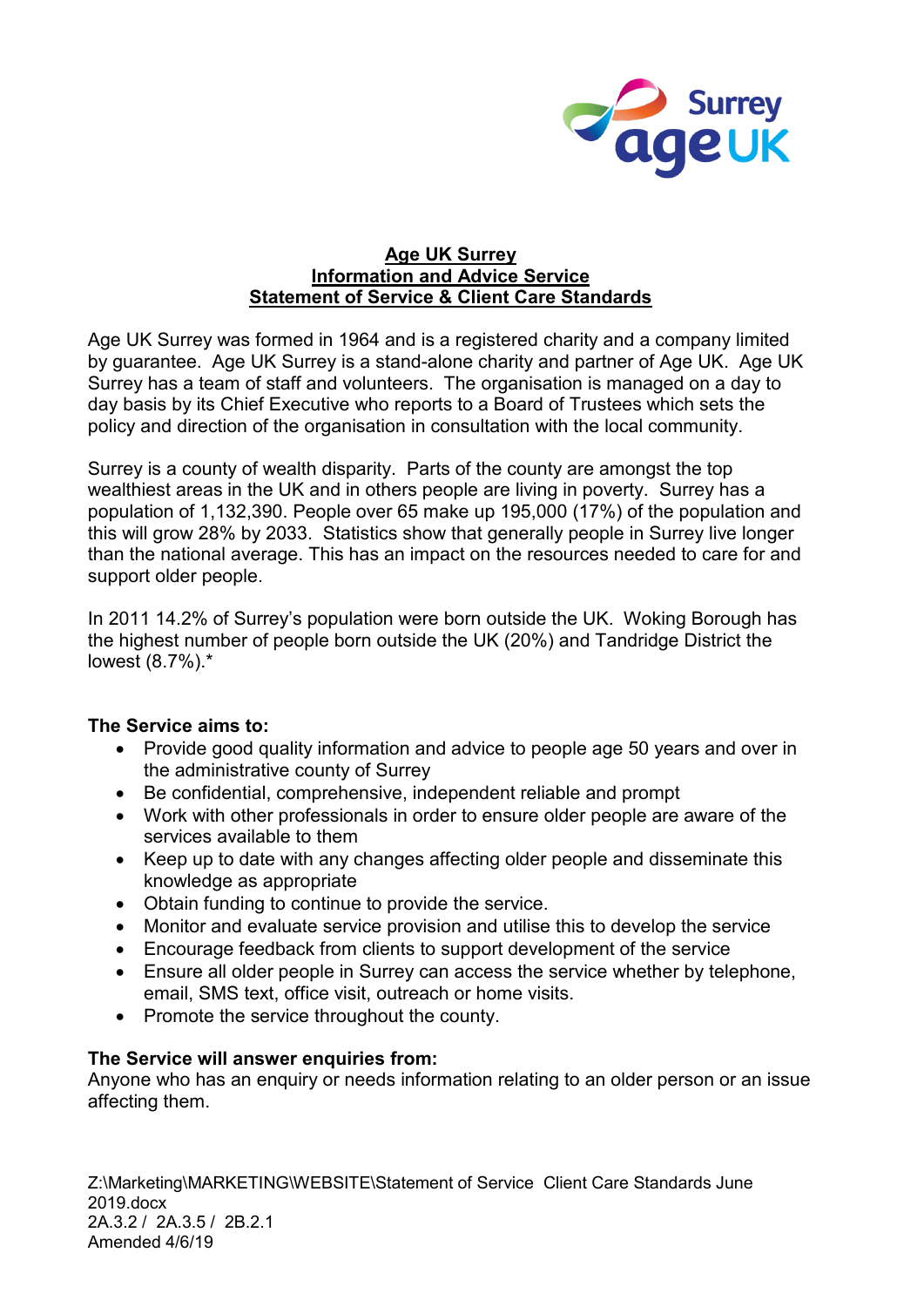# Age UK Surrey
## Information and Advice Service
## Statement of Service & Client Care Standards

Age UK Surrey was formed in 1964 and is a registered charity and a company limited by guarantee. Age UK Surrey is a stand-alone charity and partner of Age UK. Age UK Surrey has a team of staff and volunteers. The organisation is managed on a day to day basis by its Chief Executive who reports to a Board of Trustees which sets the policy and direction of the organisation in consultation with the local community.

Surrey is a county of wealth disparity. Parts of the county are amongst the top wealthiest areas in the UK and in others people are living in poverty. Surrey has a population of 1,132,390. People over 65 make up 195,000 (17%) of the population and this will grow 28% by 2033. Statistics show that generally people in Surrey live longer than the national average. This has an impact on the resources needed to care for and support older people.

In 2011 14.2% of Surrey's population were born outside the UK. Woking Borough has the highest number of people born outside the UK (20%) and Tandridge District the lowest (8.7%).*

**The Service aims to:**

- Provide good quality information and advice to people age 50 years and over in the administrative county of Surrey
- Be confidential, comprehensive, independent reliable and prompt
- Work with other professionals in order to ensure older people are aware of the services available to them
- Keep up to date with any changes affecting older people and disseminate this knowledge as appropriate
- Obtain funding to continue to provide the service.
- Monitor and evaluate service provision and utilise this to develop the service
- Encourage feedback from clients to support development of the service
- Ensure all older people in Surrey can access the service whether by telephone, email, SMS text, office visit, outreach or home visits.
- Promote the service throughout the county.

**The Service will answer enquiries from:**
Anyone who has an enquiry or needs information relating to an older person or an issue affecting them.

Z:\Marketing\MARKETING\WEBSITE\Statement of Service Client Care Standards June 2019.docx
2A.3.2 / 2A.3.5 / 2B.2.1
Amended 4/6/19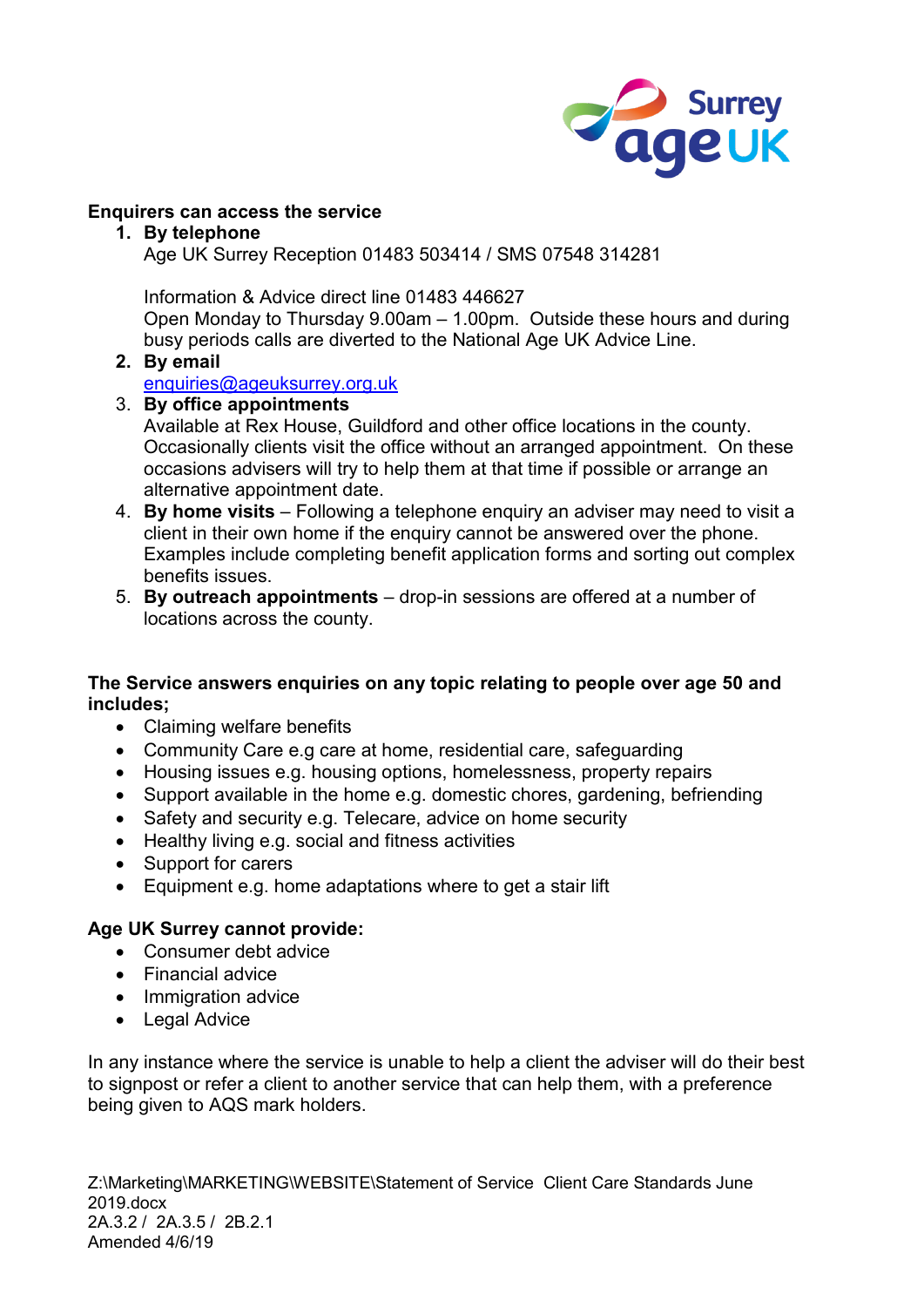**Enquirers can access the service**

1. **By telephone**
   Age UK Surrey Reception 01483 503414 / SMS 07548 314281

   Information & Advice direct line 01483 446627
   Open Monday to Thursday 9.00am – 1.00pm. Outside these hours and during busy periods calls are diverted to the National Age UK Advice Line.
2. **By email**
   enquiries@ageuksurrey.org.uk
3. **By office appointments**
   Available at Rex House, Guildford and other office locations in the county. Occasionally clients visit the office without an arranged appointment. On these occasions advisers will try to help them at that time if possible or arrange an alternative appointment date.
4. **By home visits** – Following a telephone enquiry an adviser may need to visit a client in their own home if the enquiry cannot be answered over the phone. Examples include completing benefit application forms and sorting out complex benefits issues.
5. **By outreach appointments** – drop-in sessions are offered at a number of locations across the county.

**The Service answers enquiries on any topic relating to people over age 50 and includes;**

- Claiming welfare benefits
- Community Care e.g care at home, residential care, safeguarding
- Housing issues e.g. housing options, homelessness, property repairs
- Support available in the home e.g. domestic chores, gardening, befriending
- Safety and security e.g. Telecare, advice on home security
- Healthy living e.g. social and fitness activities
- Support for carers
- Equipment e.g. home adaptations where to get a stair lift

**Age UK Surrey cannot provide:**

- Consumer debt advice
- Financial advice
- Immigration advice
- Legal Advice

In any instance where the service is unable to help a client the adviser will do their best to signpost or refer a client to another service that can help them, with a preference being given to AQS mark holders.

Z:\Marketing\MARKETING\WEBSITE\Statement of Service Client Care Standards June 2019.docx
2A.3.2 / 2A.3.5 / 2B.2.1
Amended 4/6/19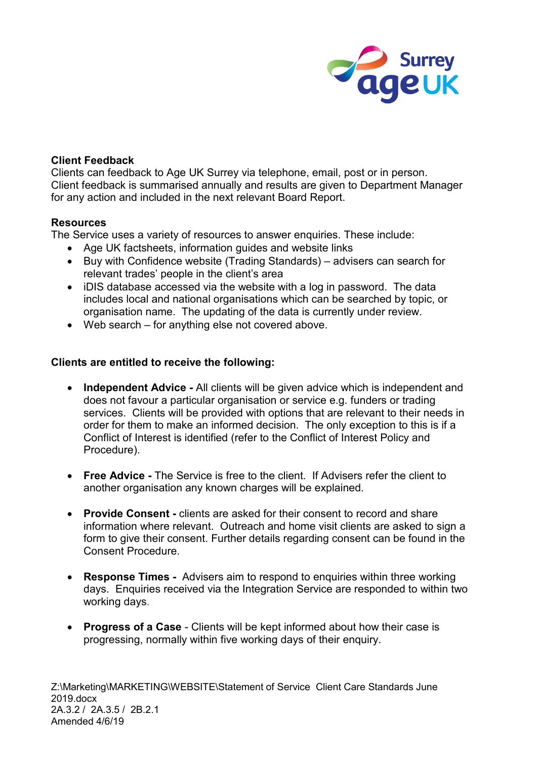**Client Feedback**

Clients can feedback to Age UK Surrey via telephone, email, post or in person. Client feedback is summarised annually and results are given to Department Manager for any action and included in the next relevant Board Report.

**Resources**

The Service uses a variety of resources to answer enquiries. These include:

- Age UK factsheets, information guides and website links
- Buy with Confidence website (Trading Standards) – advisers can search for relevant trades' people in the client's area
- iDIS database accessed via the website with a log in password. The data includes local and national organisations which can be searched by topic, or organisation name. The updating of the data is currently under review.
- Web search – for anything else not covered above.

**Clients are entitled to receive the following:**

- **Independent Advice -** All clients will be given advice which is independent and does not favour a particular organisation or service e.g. funders or trading services. Clients will be provided with options that are relevant to their needs in order for them to make an informed decision. The only exception to this is if a Conflict of Interest is identified (refer to the Conflict of Interest Policy and Procedure).

- **Free Advice -** The Service is free to the client. If Advisers refer the client to another organisation any known charges will be explained.

- **Provide Consent -** clients are asked for their consent to record and share information where relevant. Outreach and home visit clients are asked to sign a form to give their consent. Further details regarding consent can be found in the Consent Procedure.

- **Response Times -** Advisers aim to respond to enquiries within three working days. Enquiries received via the Integration Service are responded to within two working days.

- **Progress of a Case** - Clients will be kept informed about how their case is progressing, normally within five working days of their enquiry.

Z:\Marketing\MARKETING\WEBSITE\Statement of Service Client Care Standards June 2019.docx
2A.3.2 / 2A.3.5 / 2B.2.1
Amended 4/6/19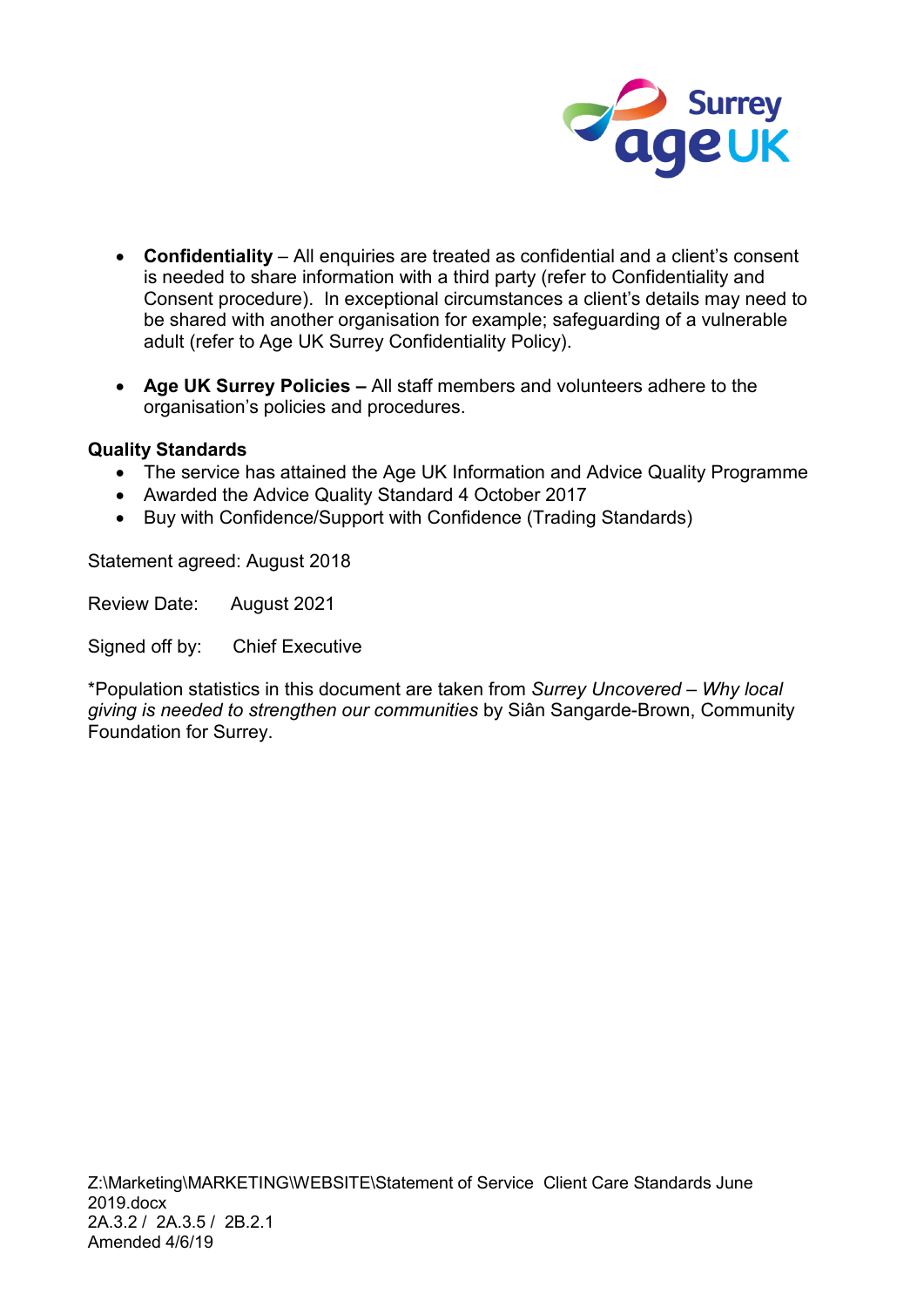- **Confidentiality** – All enquiries are treated as confidential and a client's consent is needed to share information with a third party (refer to Confidentiality and Consent procedure). In exceptional circumstances a client's details may need to be shared with another organisation for example; safeguarding of a vulnerable adult (refer to Age UK Surrey Confidentiality Policy).

- **Age UK Surrey Policies –** All staff members and volunteers adhere to the organisation's policies and procedures.

**Quality Standards**

- The service has attained the Age UK Information and Advice Quality Programme
- Awarded the Advice Quality Standard 4 October 2017
- Buy with Confidence/Support with Confidence (Trading Standards)

Statement agreed: August 2018

Review Date: August 2021

Signed off by: Chief Executive

*Population statistics in this document are taken from *Surrey Uncovered – Why local giving is needed to strengthen our communities* by Siân Sangarde-Brown, Community Foundation for Surrey.

Z:\Marketing\MARKETING\WEBSITE\Statement of Service Client Care Standards June 2019.docx
2A.3.2 / 2A.3.5 / 2B.2.1
Amended 4/6/19